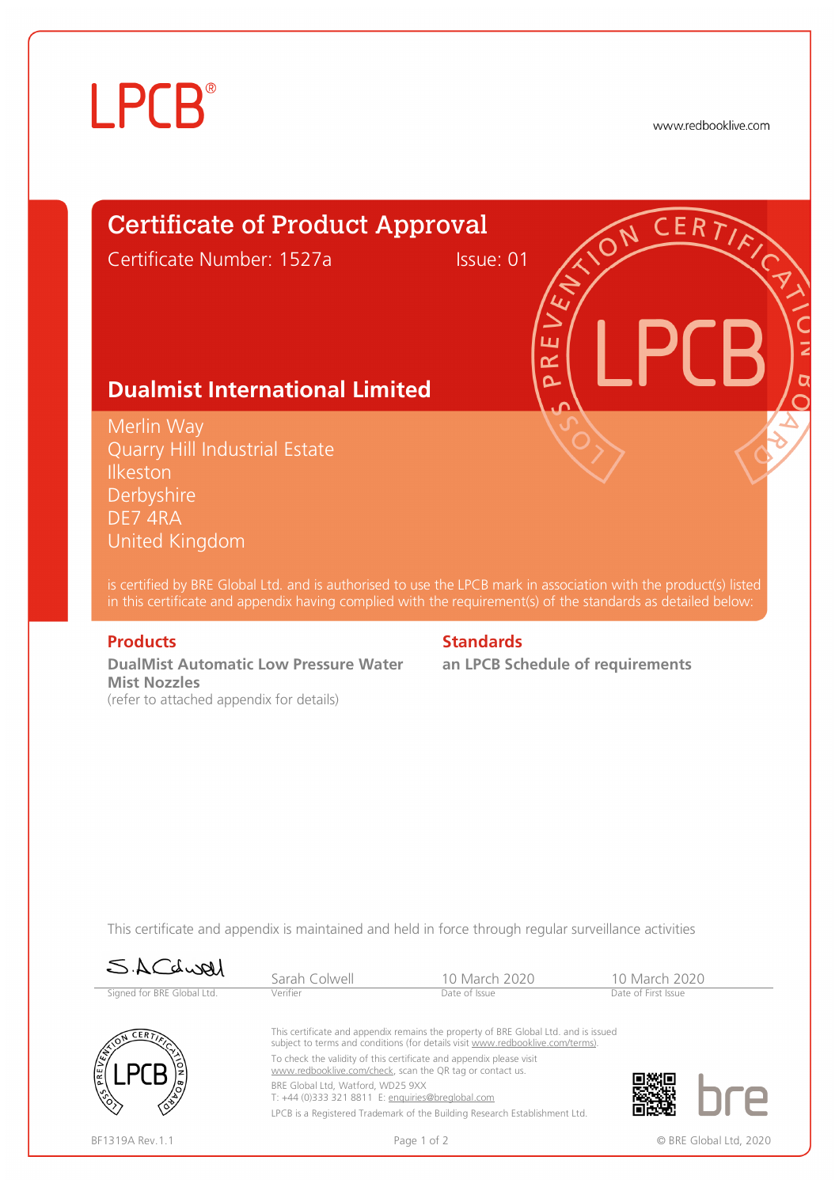LPCB®

www.redbooklive.com

# Certificate of Product Approval

Certificate Number: 1527a Issue: 01

## Dualmist International Limited

Merlin Way
Quarry Hill Industrial Estate
Ilkeston
Derbyshire
DE7 4RA
United Kingdom

is certified by BRE Global Ltd. and is authorised to use the LPCB mark in association with the product(s) listed in this certificate and appendix having complied with the requirement(s) of the standards as detailed below:

### Products

**DualMist Automatic Low Pressure Water Mist Nozzles**
(refer to attached appendix for details)

### Standards

**an LPCB Schedule of requirements**

This certificate and appendix is maintained and held in force through regular surveillance activities

| Signed for BRE Global Ltd. | Sarah Colwell | 10 March 2020 | 10 March 2020 |
| --- | --- | --- | --- |
| | Verifier | Date of Issue | Date of First Issue |

This certificate and appendix remains the property of BRE Global Ltd. and is issued subject to terms and conditions (for details visit www.redbooklive.com/terms).

To check the validity of this certificate and appendix please visit www.redbooklive.com/check, scan the QR tag or contact us.

BRE Global Ltd, Watford, WD25 9XX
T: +44 (0)333 321 8811 E: enquiries@breglobal.com

LPCB is a Registered Trademark of the Building Research Establishment Ltd.

BF1319A Rev.1.1

© BRE Global Ltd, 2020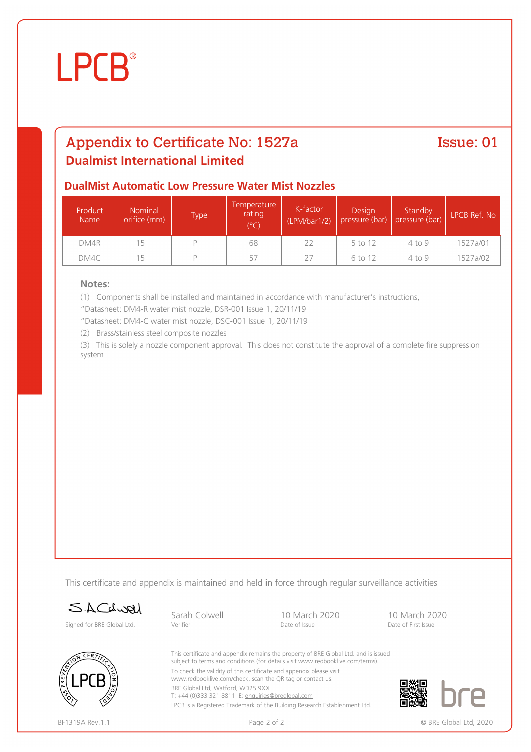LPCB®

## Appendix to Certificate No: 1527a

Issue: 01

## Dualmist International Limited

### DualMist Automatic Low Pressure Water Mist Nozzles

| Product Name | Nominal orifice (mm) | Type | Temperature rating (°C) | K-factor (LPM/bar1/2) | Design pressure (bar) | Standby pressure (bar) | LPCB Ref. No |
|---|---|---|---|---|---|---|---|
| DM4R | 15 | P | 68 | 22 | 5 to 12 | 4 to 9 | 1527a/01 |
| DM4C | 15 | P | 57 | 27 | 6 to 12 | 4 to 9 | 1527a/02 |

**Notes:**

(1) Components shall be installed and maintained in accordance with manufacturer's instructions,
"Datasheet: DM4-R water mist nozzle, DSR-001 Issue 1, 20/11/19
"Datasheet: DM4-C water mist nozzle, DSC-001 Issue 1, 20/11/19

(2) Brass/stainless steel composite nozzles

(3) This is solely a nozzle component approval. This does not constitute the approval of a complete fire suppression system

This certificate and appendix is maintained and held in force through regular surveillance activities

| Signed for BRE Global Ltd. | Verifier | Date of Issue | Date of First Issue |
|---|---|---|---|
| S.A.Colwell | Sarah Colwell | 10 March 2020 | 10 March 2020 |

This certificate and appendix remains the property of BRE Global Ltd. and is issued subject to terms and conditions (for details visit www.redbooklive.com/terms).

To check the validity of this certificate and appendix please visit www.redbooklive.com/check, scan the QR tag or contact us.

BRE Global Ltd, Watford, WD25 9XX
T: +44 (0)333 321 8811 E: enquiries@breglobal.com

LPCB is a Registered Trademark of the Building Research Establishment Ltd.

BF1319A Rev.1.1

© BRE Global Ltd, 2020